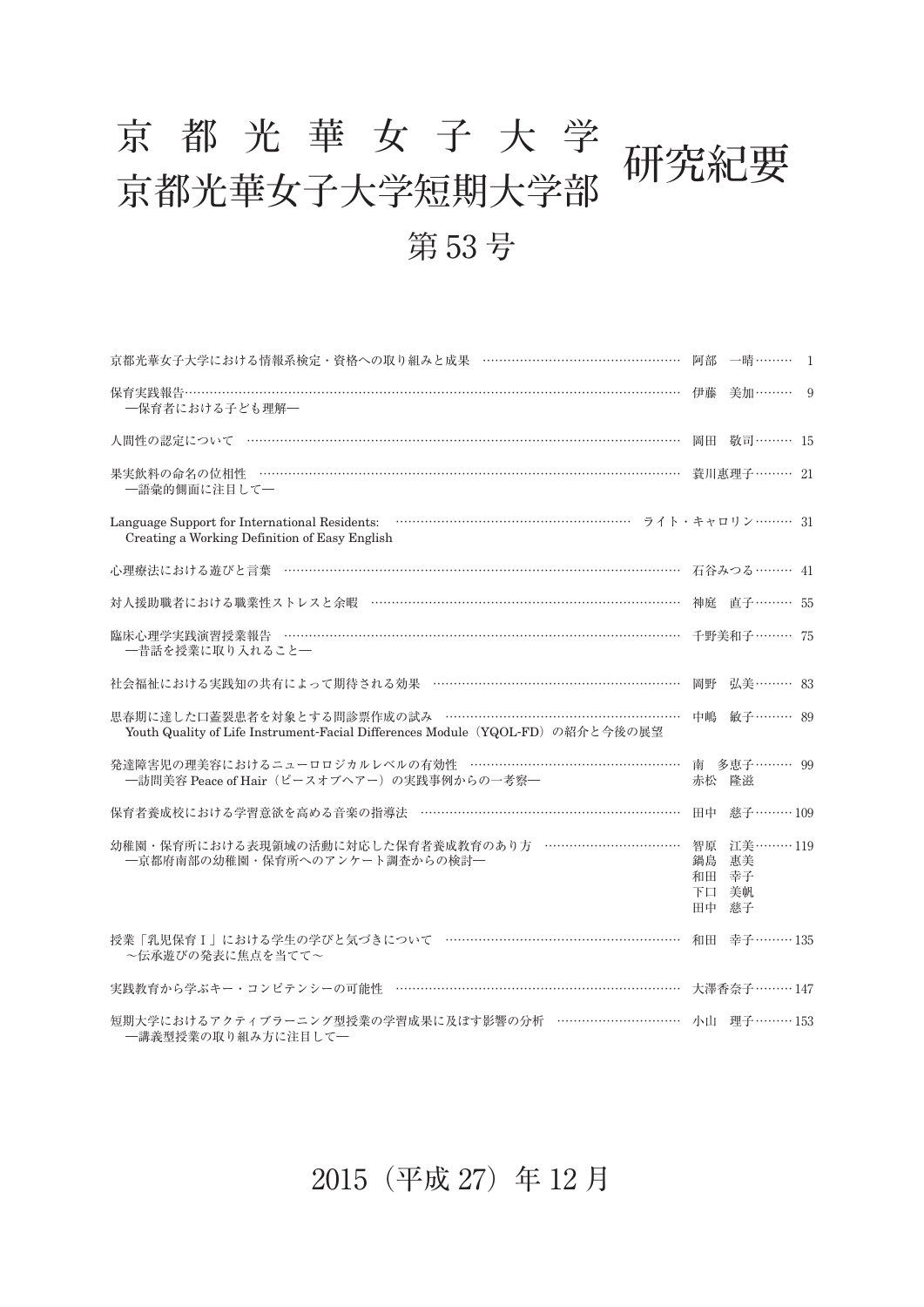# 京都光華女子大学 京都光華女子大学短期大学部 研究紀要

## 第 53 号

| | | |
|---|---|---|
| 京都光華女子大学における情報系検定・資格への取り組みと成果 | 阿部　一晴 | 1 |
| 保育実践報告<br>―保育者における子ども理解― | 伊藤　美加 | 9 |
| 人間性の認定について | 岡田　敬司 | 15 |
| 果実飲料の命名の位相性<br>―語彙的側面に注目して― | 蓑川恵理子 | 21 |
| Language Support for International Residents:<br>Creating a Working Definition of Easy English | ライト・キャロリン | 31 |
| 心理療法における遊びと言葉 | 石谷みつる | 41 |
| 対人援助職者における職業性ストレスと余暇 | 神庭　直子 | 55 |
| 臨床心理学実践演習授業報告<br>―昔話を授業に取り入れること― | 千野美和子 | 75 |
| 社会福祉における実践知の共有によって期待される効果 | 岡野　弘美 | 83 |
| 思春期に達した口蓋裂患者を対象とする問診票作成の試み<br>Youth Quality of Life Instrument-Facial Differences Module（YQOL-FD）の紹介と今後の展望 | 中嶋　敏子 | 89 |
| 発達障害児の理美容におけるニューロロジカルレベルの有効性<br>―訪問美容 Peace of Hair（ピースオブヘアー）の実践事例からの一考察― | 南　多恵子<br>赤松　隆滋 | 99 |
| 保育者養成校における学習意欲を高める音楽の指導法 | 田中　慈子 | 109 |
| 幼稚園・保育所における表現領域の活動に対応した保育者養成教育のあり方<br>―京都府南部の幼稚園・保育所へのアンケート調査からの検討― | 智原　江美<br>鍋島　恵美<br>和田　幸子<br>下口　美帆<br>田中　慈子 | 119 |
| 授業「乳児保育Ⅰ」における学生の学びと気づきについて<br>～伝承遊びの発表に焦点を当てて～ | 和田　幸子 | 135 |
| 実践教育から学ぶキー・コンピテンシーの可能性 | 大澤香奈子 | 147 |
| 短期大学におけるアクティブラーニング型授業の学習成果に及ぼす影響の分析<br>―講義型授業の取り組み方に注目して― | 小山　理子 | 153 |

2015（平成 27）年 12 月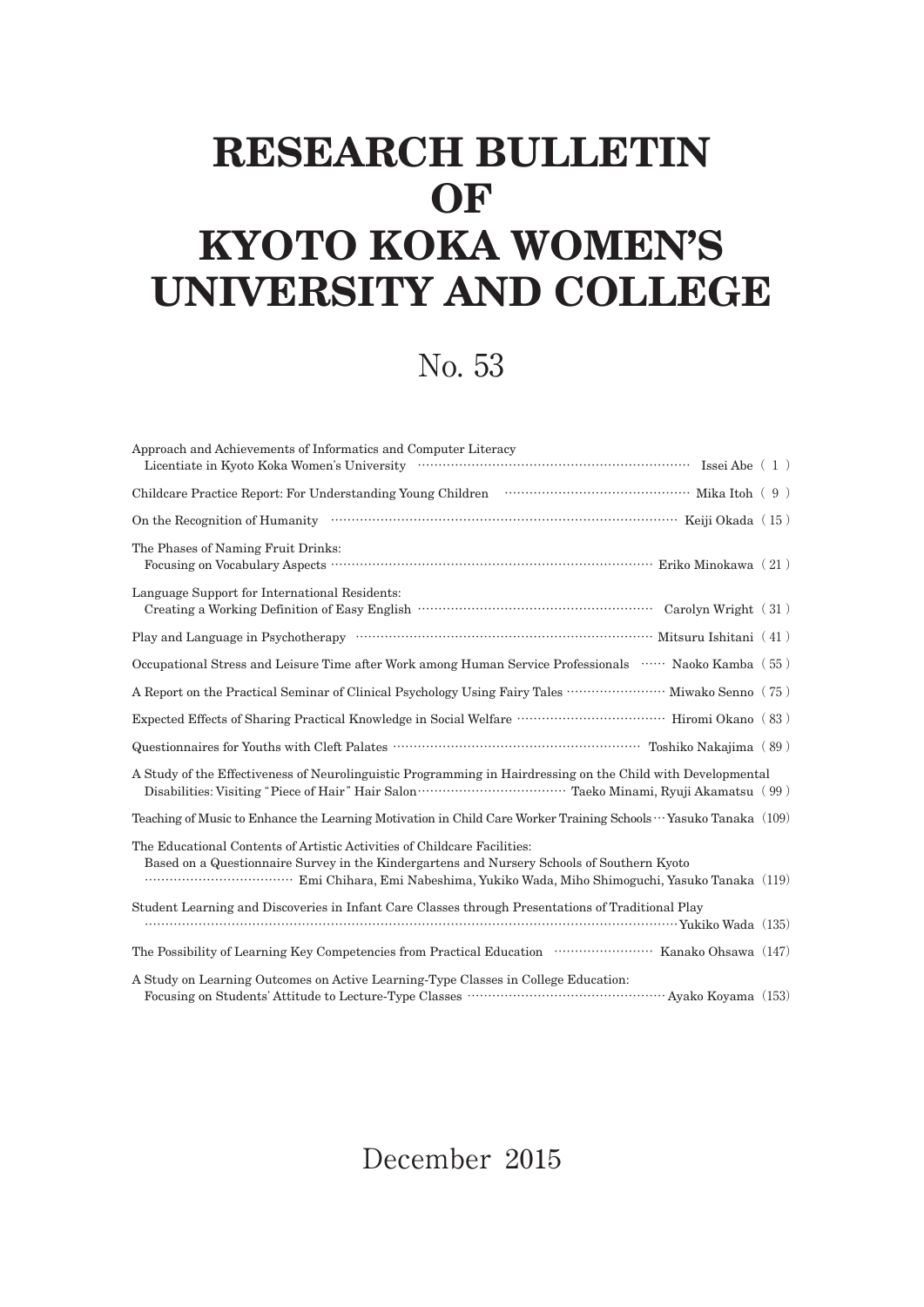# RESEARCH BULLETIN OF KYOTO KOKA WOMEN'S UNIVERSITY AND COLLEGE

## No. 53

Approach and Achievements of Informatics and Computer Literacy Licentiate in Kyoto Koka Women's University ………… Issei Abe ( 1 )

Childcare Practice Report: For Understanding Young Children ………… Mika Itoh ( 9 )

On the Recognition of Humanity ………… Keiji Okada ( 15 )

The Phases of Naming Fruit Drinks: Focusing on Vocabulary Aspects ………… Eriko Minokawa ( 21 )

Language Support for International Residents: Creating a Working Definition of Easy English ………… Carolyn Wright ( 31 )

Play and Language in Psychotherapy ………… Mitsuru Ishitani ( 41 )

Occupational Stress and Leisure Time after Work among Human Service Professionals ………… Naoko Kamba ( 55 )

A Report on the Practical Seminar of Clinical Psychology Using Fairy Tales ………… Miwako Senno ( 75 )

Expected Effects of Sharing Practical Knowledge in Social Welfare ………… Hiromi Okano ( 83 )

Questionnaires for Youths with Cleft Palates ………… Toshiko Nakajima ( 89 )

A Study of the Effectiveness of Neurolinguistic Programming in Hairdressing on the Child with Developmental Disabilities: Visiting "Piece of Hair" Hair Salon ………… Taeko Minami, Ryuji Akamatsu ( 99 )

Teaching of Music to Enhance the Learning Motivation in Child Care Worker Training Schools ………… Yasuko Tanaka (109)

The Educational Contents of Artistic Activities of Childcare Facilities: Based on a Questionnaire Survey in the Kindergartens and Nursery Schools of Southern Kyoto ………… Emi Chihara, Emi Nabeshima, Yukiko Wada, Miho Shimoguchi, Yasuko Tanaka (119)

Student Learning and Discoveries in Infant Care Classes through Presentations of Traditional Play ………… Yukiko Wada (135)

The Possibility of Learning Key Competencies from Practical Education ………… Kanako Ohsawa (147)

A Study on Learning Outcomes on Active Learning-Type Classes in College Education: Focusing on Students' Attitude to Lecture-Type Classes ………… Ayako Koyama (153)

December 2015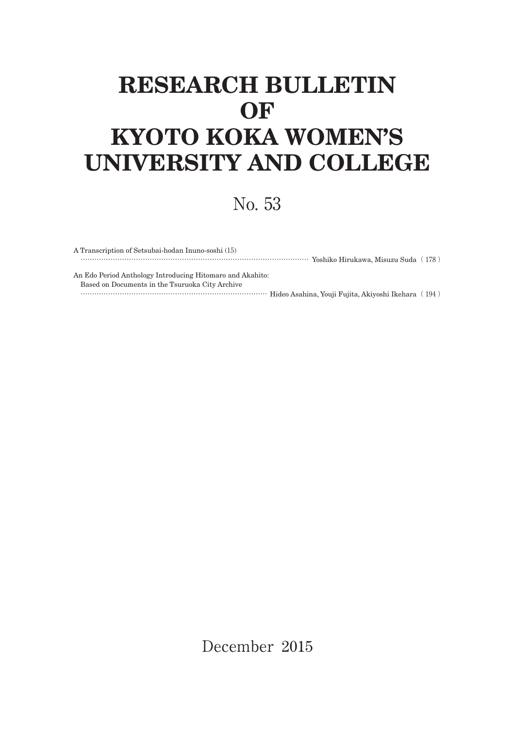# RESEARCH BULLETIN OF KYOTO KOKA WOMEN'S UNIVERSITY AND COLLEGE

## No. 53

A Transcription of Setsubai-hodan Inuno-soshi (15)
……………………………………………………………………………………… Yoshiko Hirukawa, Misuzu Suda（178）

An Edo Period Anthology Introducing Hitomaro and Akahito:
Based on Documents in the Tsuruoka City Archive
……………………………………………………………………………… Hideo Asahina, Youji Fujita, Akiyoshi Ikehara（194）

December 2015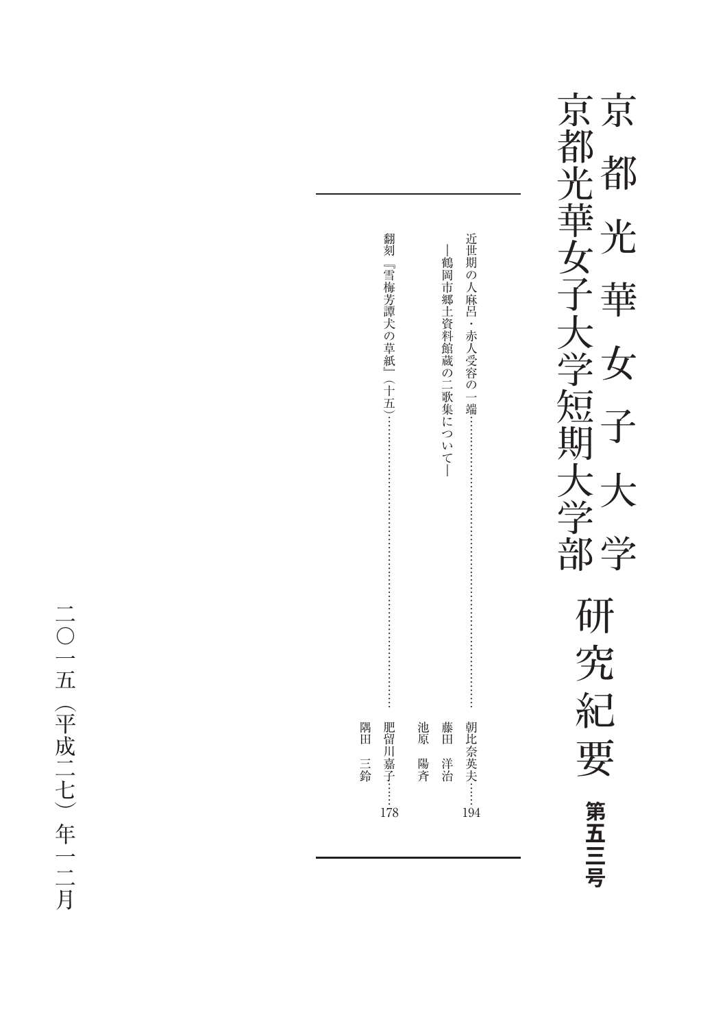# 京都光華女子大学
# 京都光華女子大学短期大学部 研究紀要 第五三号

近世期の人麻呂・赤人受容の一端
―鶴岡市郷土資料館蔵の二歌集について― …… 朝比奈英夫・藤田 洋治・池原 陽斉 …… 194

翻刻『雪梅芳譚犬の草紙』（十五）…… 肥留川嘉子・隅田 三鈴 …… 178

二〇一五（平成二七）年一二月